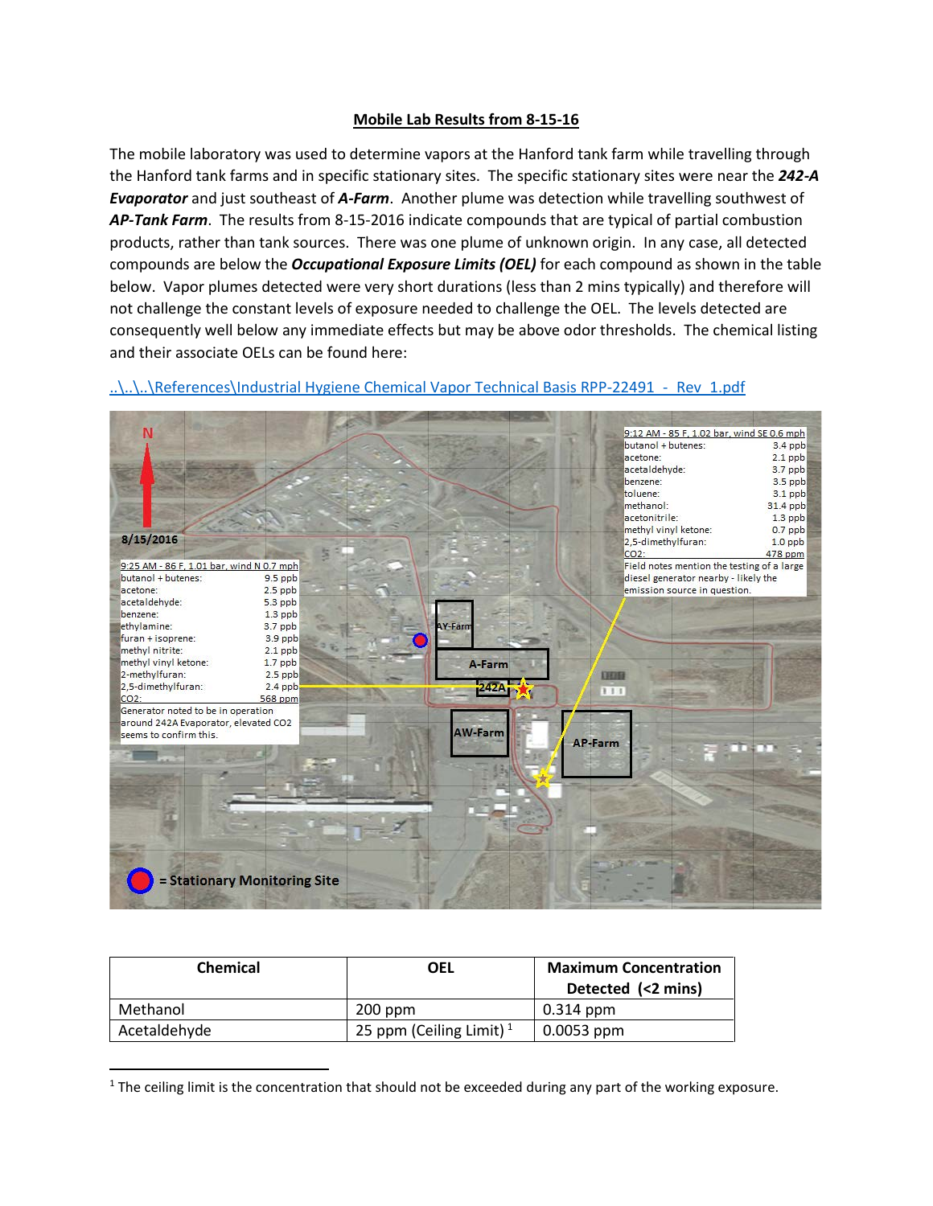# Mobile Lab Results from 8-15-16

The mobile laboratory was used to determine vapors at the Hanford tank farm while travelling through the Hanford tank farms and in specific stationary sites. The specific stationary sites were near the ***242-A Evaporator*** and just southeast of ***A-Farm***. Another plume was detection while travelling southwest of ***AP-Tank Farm***. The results from 8-15-2016 indicate compounds that are typical of partial combustion products, rather than tank sources. There was one plume of unknown origin. In any case, all detected compounds are below the ***Occupational Exposure Limits (OEL)*** for each compound as shown in the table below. Vapor plumes detected were very short durations (less than 2 mins typically) and therefore will not challenge the constant levels of exposure needed to challenge the OEL. The levels detected are consequently well below any immediate effects but may be above odor thresholds. The chemical listing and their associate OELs can be found here:

..\..\..\References\Industrial Hygiene Chemical Vapor Technical Basis RPP-22491 - Rev 1.pdf

N

8/15/2016

9:25 AM - 86 F, 1.01 bar, wind N 0.7 mph

| | |
|---|---|
| butanol + butenes: | 9.5 ppb |
| acetone: | 2.5 ppb |
| acetaldehyde: | 5.3 ppb |
| benzene: | 1.3 ppb |
| ethylamine: | 3.7 ppb |
| furan + isoprene: | 3.9 ppb |
| methyl nitrite: | 2.1 ppb |
| methyl vinyl ketone: | 1.7 ppb |
| 2-methylfuran: | 2.5 ppb |
| 2,5-dimethylfuran: | 2.4 ppb |
| $CO_2$: | 568 ppm |

Generator noted to be in operation around 242A Evaporator, elevated $CO_2$ seems to confirm this.

9:12 AM - 85 F, 1.02 bar, wind SE 0.6 mph

| | |
|---|---|
| butanol + butenes: | 3.4 ppb |
| acetone: | 2.1 ppb |
| acetaldehyde: | 3.7 ppb |
| benzene: | 3.5 ppb |
| toluene: | 3.1 ppb |
| methanol: | 31.4 ppb |
| acetonitrile: | 1.3 ppb |
| methyl vinyl ketone: | 0.7 ppb |
| 2,5-dimethylfuran: | 1.0 ppb |
| $CO_2$: | 478 ppm |

Field notes mention the testing of a large diesel generator nearby - likely the emission source in question.

AY-Farm, A-Farm, 242A, AW-Farm, AP-Farm

= Stationary Monitoring Site

| Chemical | OEL | Maximum Concentration Detected (<2 mins) |
|---|---|---|
| Methanol | 200 ppm | 0.314 ppm |
| Acetaldehyde | 25 ppm (Ceiling Limit) [1] | 0.0053 ppm |

[1] The ceiling limit is the concentration that should not be exceeded during any part of the working exposure.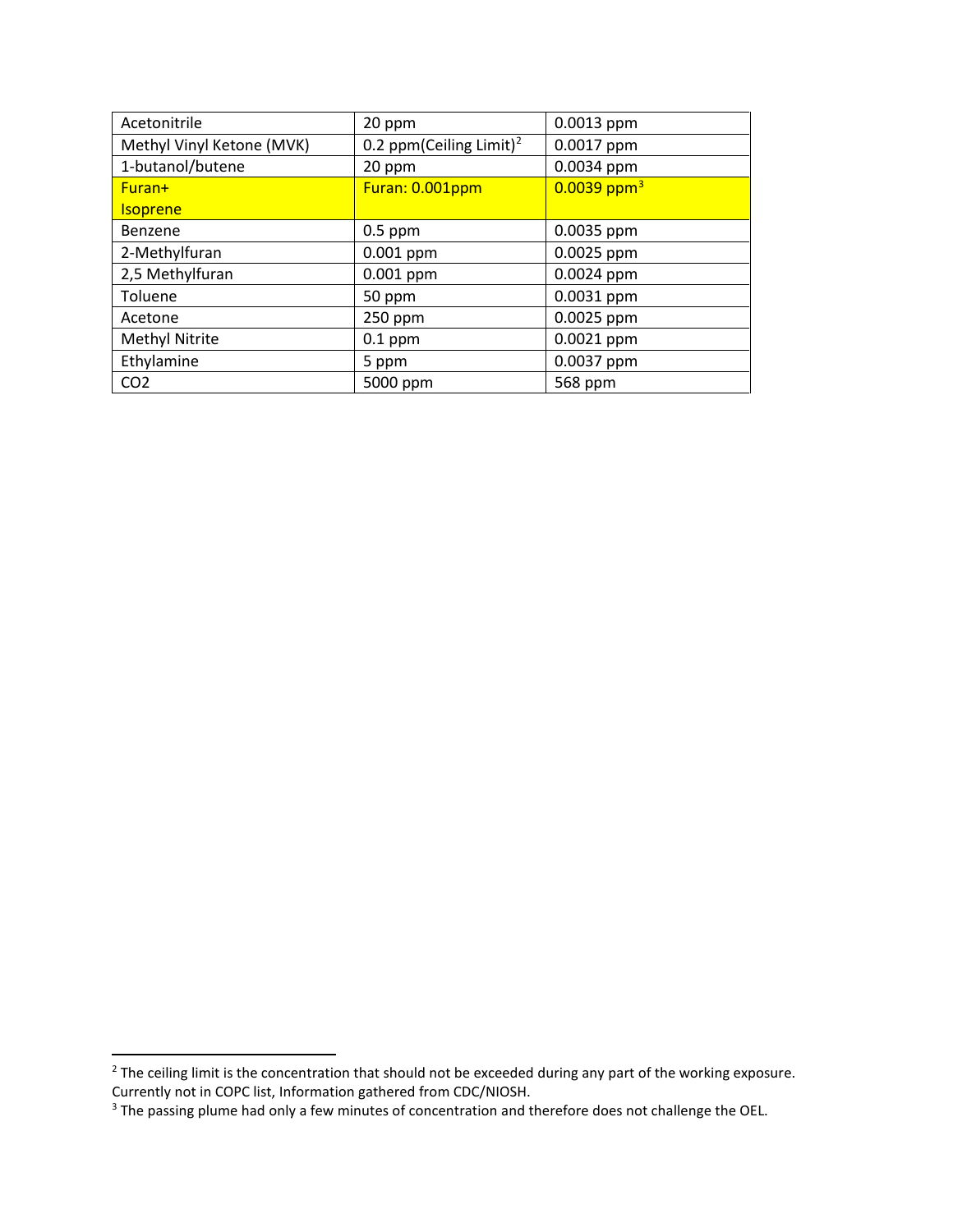| | | |
|---|---|---|
| Acetonitrile | 20 ppm | 0.0013 ppm |
| Methyl Vinyl Ketone (MVK) | 0.2 ppm(Ceiling Limit)[2] | 0.0017 ppm |
| 1-butanol/butene | 20 ppm | 0.0034 ppm |
| Furan+ Isoprene | Furan: 0.001ppm | 0.0039 ppm[3] |
| Benzene | 0.5 ppm | 0.0035 ppm |
| 2-Methylfuran | 0.001 ppm | 0.0025 ppm |
| 2,5 Methylfuran | 0.001 ppm | 0.0024 ppm |
| Toluene | 50 ppm | 0.0031 ppm |
| Acetone | 250 ppm | 0.0025 ppm |
| Methyl Nitrite | 0.1 ppm | 0.0021 ppm |
| Ethylamine | 5 ppm | 0.0037 ppm |
| $CO_2$ | 5000 ppm | 568 ppm |

[2] The ceiling limit is the concentration that should not be exceeded during any part of the working exposure. Currently not in COPC list, Information gathered from CDC/NIOSH.

[3] The passing plume had only a few minutes of concentration and therefore does not challenge the OEL.